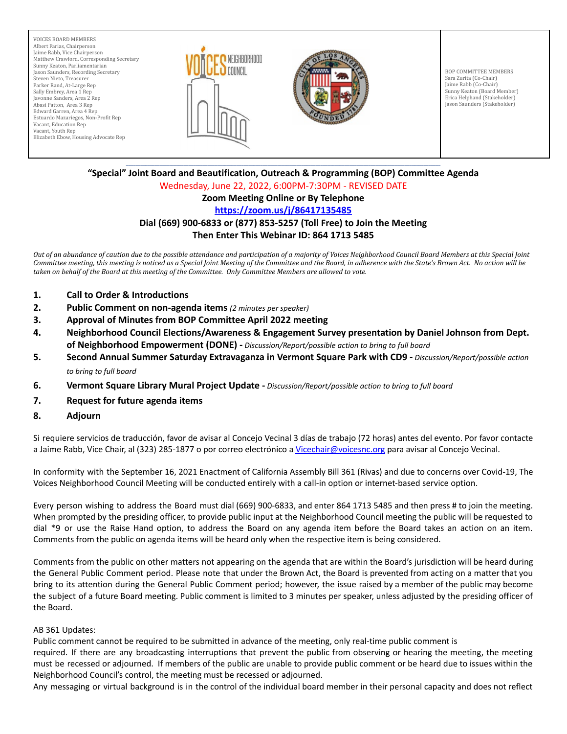VOICES BOARD MEMBERS
Albert Farias, Chairperson
Jaime Rabb, Vice Chairperson
Matthew Crawford, Corresponding Secretary
Sunny Keaton, Parliamentarian
Jason Saunders, Recording Secretary
Steven Nieto, Treasurer
Parker Rand, At-Large Rep
Sally Embrey, Area 1 Rep
Javonne Sanders, Area 2 Rep
Abasi Patton, Area 3 Rep
Edward Garren, Area 4 Rep
Estuardo Mazariegos, Non-Profit Rep
Vacant, Education Rep
Vacant, Youth Rep
Elizabeth Ebow, Housing Advocate Rep

BOP COMMITTEE MEMBERS
Sara Zurita (Co-Chair)
Jaime Rabb (Co-Chair)
Sunny Keaton (Board Member)
Erica Helphand (Stakeholder)
Jason Saunders (Stakeholder)

## "Special" Joint Board and Beautification, Outreach & Programming (BOP) Committee Agenda

**Wednesday, June 22, 2022, 6:00PM-7:30PM - REVISED DATE**

**Zoom Meeting Online or By Telephone**

**https://zoom.us/j/86417135485**

**Dial (669) 900-6833 or (877) 853-5257 (Toll Free) to Join the Meeting**

**Then Enter This Webinar ID: 864 1713 5485**

*Out of an abundance of caution due to the possible attendance and participation of a majority of Voices Neighborhood Council Board Members at this Special Joint Committee meeting, this meeting is noticed as a Special Joint Meeting of the Committee and the Board, in adherence with the State's Brown Act. No action will be taken on behalf of the Board at this meeting of the Committee. Only Committee Members are allowed to vote.*

1. **Call to Order & Introductions**
2. **Public Comment on non-agenda items** *(2 minutes per speaker)*
3. **Approval of Minutes from BOP Committee April 2022 meeting**
4. **Neighborhood Council Elections/Awareness & Engagement Survey presentation by Daniel Johnson from Dept. of Neighborhood Empowerment (DONE) -** *Discussion/Report/possible action to bring to full board*
5. **Second Annual Summer Saturday Extravaganza in Vermont Square Park with CD9 -** *Discussion/Report/possible action to bring to full board*
6. **Vermont Square Library Mural Project Update -** *Discussion/Report/possible action to bring to full board*
7. **Request for future agenda items**
8. **Adjourn**

Si requiere servicios de traducción, favor de avisar al Concejo Vecinal 3 días de trabajo (72 horas) antes del evento. Por favor contacte a Jaime Rabb, Vice Chair, al (323) 285-1877 o por correo electrónico a Vicechair@voicesnc.org para avisar al Concejo Vecinal.

In conformity with the September 16, 2021 Enactment of California Assembly Bill 361 (Rivas) and due to concerns over Covid-19, The Voices Neighborhood Council Meeting will be conducted entirely with a call-in option or internet-based service option.

Every person wishing to address the Board must dial (669) 900-6833, and enter 864 1713 5485 and then press # to join the meeting. When prompted by the presiding officer, to provide public input at the Neighborhood Council meeting the public will be requested to dial *9 or use the Raise Hand option, to address the Board on any agenda item before the Board takes an action on an item. Comments from the public on agenda items will be heard only when the respective item is being considered.

Comments from the public on other matters not appearing on the agenda that are within the Board's jurisdiction will be heard during the General Public Comment period. Please note that under the Brown Act, the Board is prevented from acting on a matter that you bring to its attention during the General Public Comment period; however, the issue raised by a member of the public may become the subject of a future Board meeting. Public comment is limited to 3 minutes per speaker, unless adjusted by the presiding officer of the Board.

AB 361 Updates:
Public comment cannot be required to be submitted in advance of the meeting, only real-time public comment is required. If there are any broadcasting interruptions that prevent the public from observing or hearing the meeting, the meeting must be recessed or adjourned. If members of the public are unable to provide public comment or be heard due to issues within the Neighborhood Council's control, the meeting must be recessed or adjourned.
Any messaging or virtual background is in the control of the individual board member in their personal capacity and does not reflect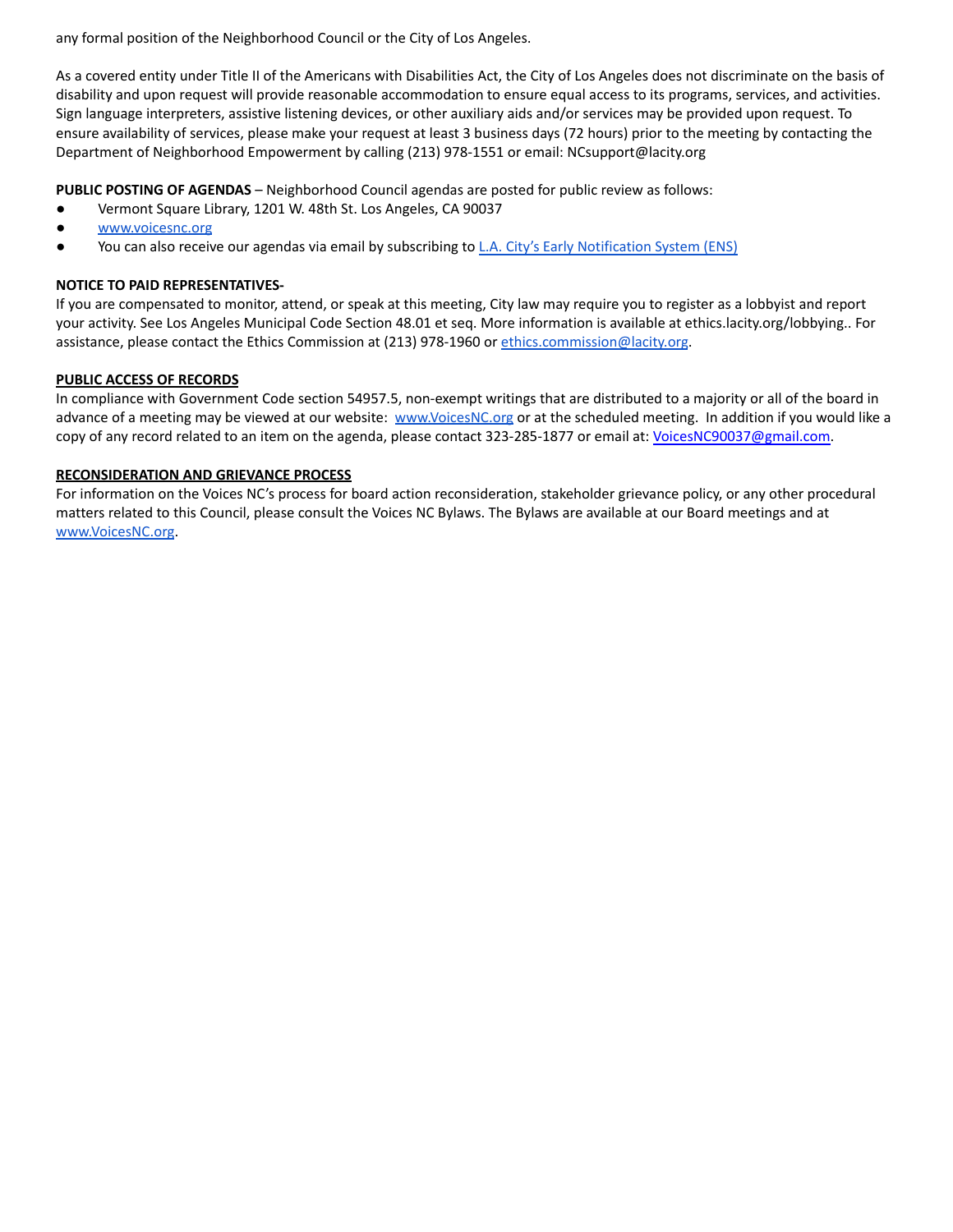any formal position of the Neighborhood Council or the City of Los Angeles.

As a covered entity under Title II of the Americans with Disabilities Act, the City of Los Angeles does not discriminate on the basis of disability and upon request will provide reasonable accommodation to ensure equal access to its programs, services, and activities. Sign language interpreters, assistive listening devices, or other auxiliary aids and/or services may be provided upon request. To ensure availability of services, please make your request at least 3 business days (72 hours) prior to the meeting by contacting the Department of Neighborhood Empowerment by calling (213) 978-1551 or email: NCsupport@lacity.org

**PUBLIC POSTING OF AGENDAS** – Neighborhood Council agendas are posted for public review as follows:

- Vermont Square Library, 1201 W. 48th St. Los Angeles, CA 90037
- www.voicesnc.org
- You can also receive our agendas via email by subscribing to L.A. City's Early Notification System (ENS)

**NOTICE TO PAID REPRESENTATIVES-**

If you are compensated to monitor, attend, or speak at this meeting, City law may require you to register as a lobbyist and report your activity. See Los Angeles Municipal Code Section 48.01 et seq. More information is available at ethics.lacity.org/lobbying.. For assistance, please contact the Ethics Commission at (213) 978-1960 or ethics.commission@lacity.org.

**PUBLIC ACCESS OF RECORDS**

In compliance with Government Code section 54957.5, non-exempt writings that are distributed to a majority or all of the board in advance of a meeting may be viewed at our website: www.VoicesNC.org or at the scheduled meeting. In addition if you would like a copy of any record related to an item on the agenda, please contact 323-285-1877 or email at: VoicesNC90037@gmail.com.

**RECONSIDERATION AND GRIEVANCE PROCESS**

For information on the Voices NC's process for board action reconsideration, stakeholder grievance policy, or any other procedural matters related to this Council, please consult the Voices NC Bylaws. The Bylaws are available at our Board meetings and at www.VoicesNC.org.